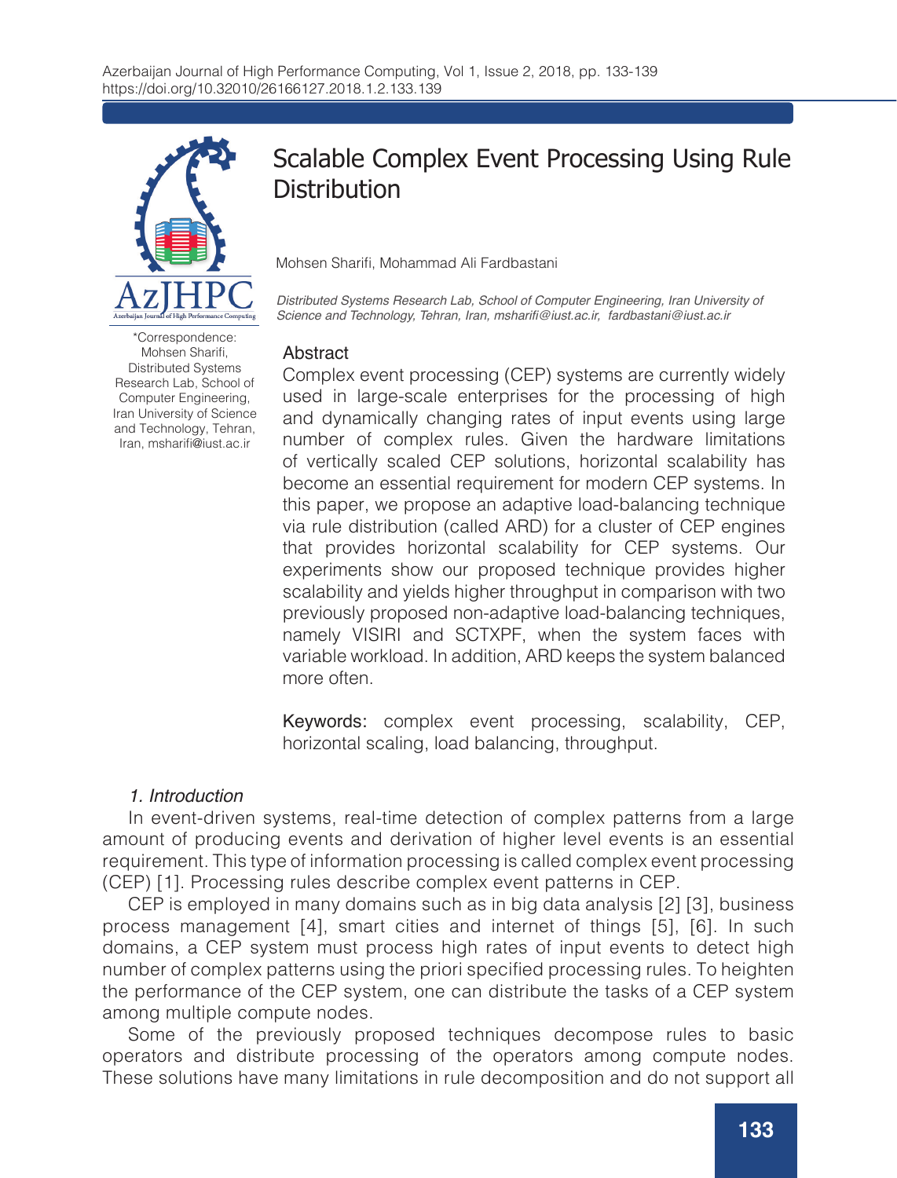# Scalable Complex Event Processing Using Rule Distribution

Mohsen Sharifi, Mohammad Ali Fardbastani

*Distributed Systems Research Lab, School of Computer Engineering, Iran University of Science and Technology, Tehran, Iran, msharifi@iust.ac.ir, fardbastani@iust.ac.ir*

*Correspondence: Mohsen Sharifi, Distributed Systems Research Lab, School of Computer Engineering, Iran University of Science and Technology, Tehran, Iran, msharifi@iust.ac.ir

## Abstract

Complex event processing (CEP) systems are currently widely used in large-scale enterprises for the processing of high and dynamically changing rates of input events using large number of complex rules. Given the hardware limitations of vertically scaled CEP solutions, horizontal scalability has become an essential requirement for modern CEP systems. In this paper, we propose an adaptive load-balancing technique via rule distribution (called ARD) for a cluster of CEP engines that provides horizontal scalability for CEP systems. Our experiments show our proposed technique provides higher scalability and yields higher throughput in comparison with two previously proposed non-adaptive load-balancing techniques, namely VISIRI and SCTXPF, when the system faces with variable workload. In addition, ARD keeps the system balanced more often.

**Keywords:** complex event processing, scalability, CEP, horizontal scaling, load balancing, throughput.

## *1. Introduction*

In event-driven systems, real-time detection of complex patterns from a large amount of producing events and derivation of higher level events is an essential requirement. This type of information processing is called complex event processing (CEP) [1]. Processing rules describe complex event patterns in CEP.

CEP is employed in many domains such as in big data analysis [2] [3], business process management [4], smart cities and internet of things [5], [6]. In such domains, a CEP system must process high rates of input events to detect high number of complex patterns using the priori specified processing rules. To heighten the performance of the CEP system, one can distribute the tasks of a CEP system among multiple compute nodes.

Some of the previously proposed techniques decompose rules to basic operators and distribute processing of the operators among compute nodes. These solutions have many limitations in rule decomposition and do not support all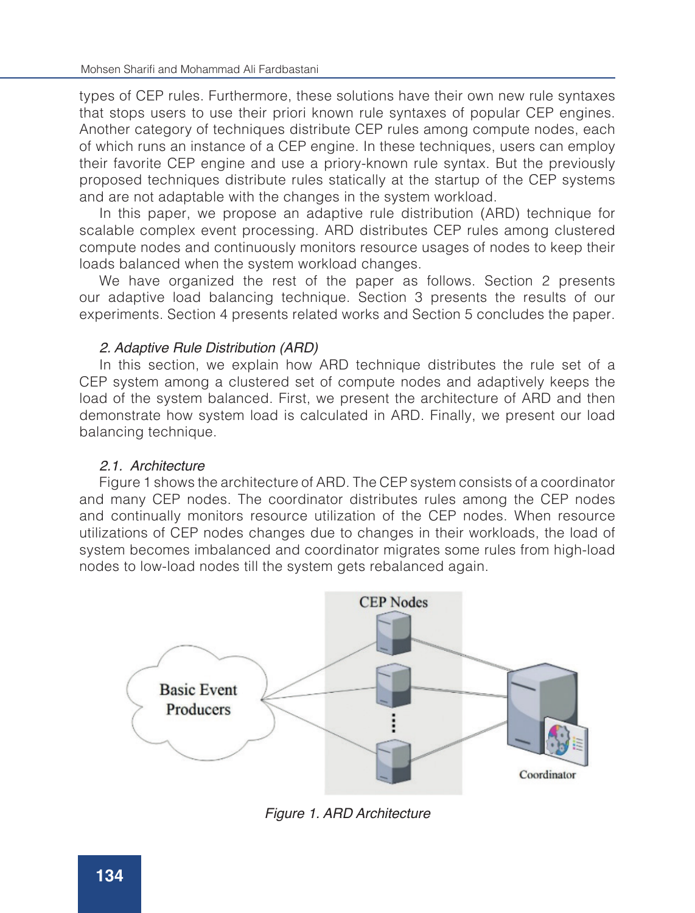types of CEP rules. Furthermore, these solutions have their own new rule syntaxes that stops users to use their priori known rule syntaxes of popular CEP engines. Another category of techniques distribute CEP rules among compute nodes, each of which runs an instance of a CEP engine. In these techniques, users can employ their favorite CEP engine and use a priory-known rule syntax. But the previously proposed techniques distribute rules statically at the startup of the CEP systems and are not adaptable with the changes in the system workload.

In this paper, we propose an adaptive rule distribution (ARD) technique for scalable complex event processing. ARD distributes CEP rules among clustered compute nodes and continuously monitors resource usages of nodes to keep their loads balanced when the system workload changes.

We have organized the rest of the paper as follows. Section 2 presents our adaptive load balancing technique. Section 3 presents the results of our experiments. Section 4 presents related works and Section 5 concludes the paper.

## *2. Adaptive Rule Distribution (ARD)*

In this section, we explain how ARD technique distributes the rule set of a CEP system among a clustered set of compute nodes and adaptively keeps the load of the system balanced. First, we present the architecture of ARD and then demonstrate how system load is calculated in ARD. Finally, we present our load balancing technique.

### *2.1. Architecture*

Figure 1 shows the architecture of ARD. The CEP system consists of a coordinator and many CEP nodes. The coordinator distributes rules among the CEP nodes and continually monitors resource utilization of the CEP nodes. When resource utilizations of CEP nodes changes due to changes in their workloads, the load of system becomes imbalanced and coordinator migrates some rules from high-load nodes to low-load nodes till the system gets rebalanced again.

*Figure 1. ARD Architecture*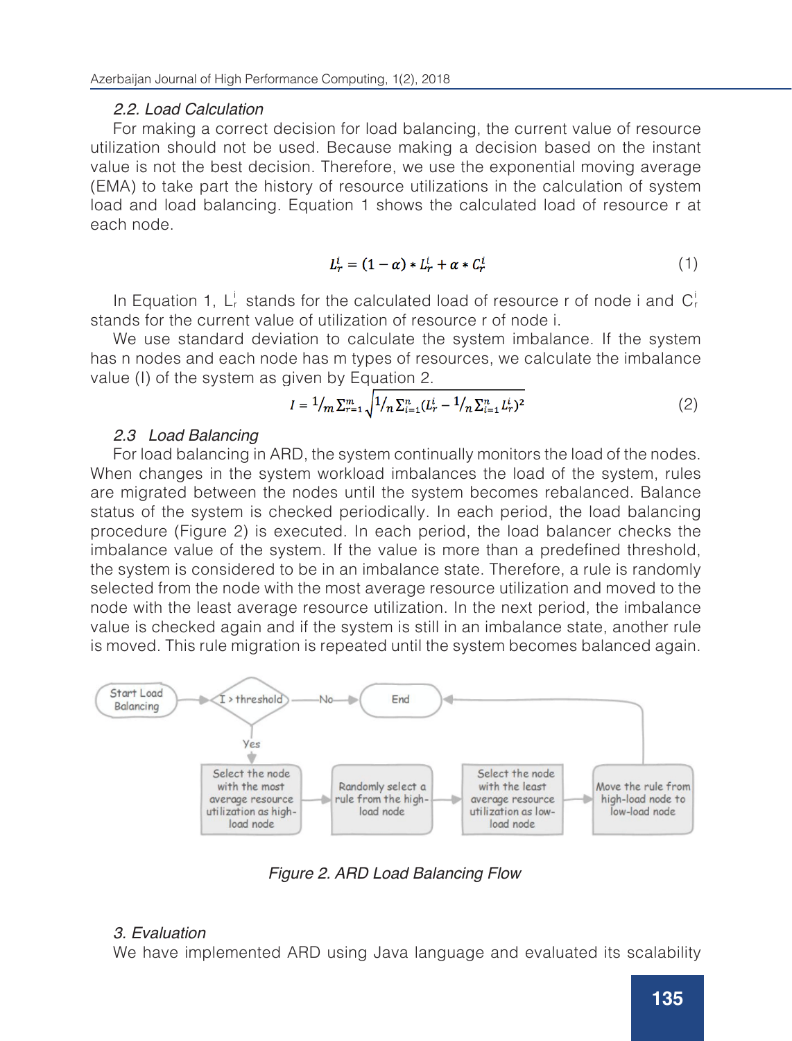### 2.2. Load Calculation

For making a correct decision for load balancing, the current value of resource utilization should not be used. Because making a decision based on the instant value is not the best decision. Therefore, we use the exponential moving average (EMA) to take part the history of resource utilizations in the calculation of system load and load balancing. Equation 1 shows the calculated load of resource r at each node.

$$L_r^i = (1 - \alpha) * L_r^i + \alpha * C_r^i \tag{1}$$

In Equation 1, $L_r^i$ stands for the calculated load of resource r of node i and $C_r^i$ stands for the current value of utilization of resource r of node i.

We use standard deviation to calculate the system imbalance. If the system has n nodes and each node has m types of resources, we calculate the imbalance value (I) of the system as given by Equation 2.

$$I = {}^{1}/_{m} \sum_{r=1}^{m} \sqrt{{}^{1}/_{n} \sum_{i=1}^{n} (L_r^i - {}^{1}/_{n} \sum_{i=1}^{n} L_r^i)^2} \tag{2}$$

### 2.3 Load Balancing

For load balancing in ARD, the system continually monitors the load of the nodes. When changes in the system workload imbalances the load of the system, rules are migrated between the nodes until the system becomes rebalanced. Balance status of the system is checked periodically. In each period, the load balancing procedure (Figure 2) is executed. In each period, the load balancer checks the imbalance value of the system. If the value is more than a predefined threshold, the system is considered to be in an imbalance state. Therefore, a rule is randomly selected from the node with the most average resource utilization and moved to the node with the least average resource utilization. In the next period, the imbalance value is checked again and if the system is still in an imbalance state, another rule is moved. This rule migration is repeated until the system becomes balanced again.

Start Load Balancing → I > threshold → No → End

Yes → Select the node with the most average resource utilization as high-load node → Randomly select a rule from the high-load node → Select the node with the least average resource utilization as low-load node → Move the rule from high-load node to low-load node → End

*Figure 2. ARD Load Balancing Flow*

### 3. Evaluation

We have implemented ARD using Java language and evaluated its scalability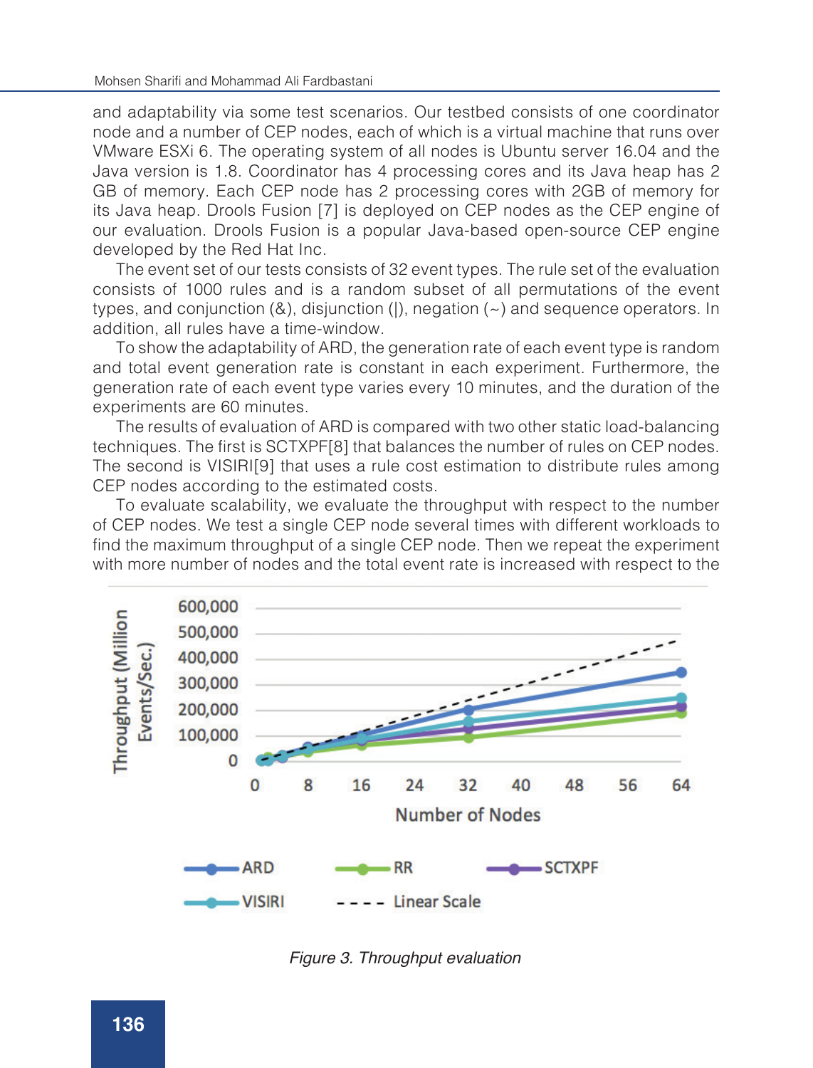and adaptability via some test scenarios. Our testbed consists of one coordinator node and a number of CEP nodes, each of which is a virtual machine that runs over VMware ESXi 6. The operating system of all nodes is Ubuntu server 16.04 and the Java version is 1.8. Coordinator has 4 processing cores and its Java heap has 2 GB of memory. Each CEP node has 2 processing cores with 2GB of memory for its Java heap. Drools Fusion [7] is deployed on CEP nodes as the CEP engine of our evaluation. Drools Fusion is a popular Java-based open-source CEP engine developed by the Red Hat Inc.

The event set of our tests consists of 32 event types. The rule set of the evaluation consists of 1000 rules and is a random subset of all permutations of the event types, and conjunction (&), disjunction (|), negation (~) and sequence operators. In addition, all rules have a time-window.

To show the adaptability of ARD, the generation rate of each event type is random and total event generation rate is constant in each experiment. Furthermore, the generation rate of each event type varies every 10 minutes, and the duration of the experiments are 60 minutes.

The results of evaluation of ARD is compared with two other static load-balancing techniques. The first is SCTXPF[8] that balances the number of rules on CEP nodes. The second is VISIRI[9] that uses a rule cost estimation to distribute rules among CEP nodes according to the estimated costs.

To evaluate scalability, we evaluate the throughput with respect to the number of CEP nodes. We test a single CEP node several times with different workloads to find the maximum throughput of a single CEP node. Then we repeat the experiment with more number of nodes and the total event rate is increased with respect to the

Figure 3. Throughput evaluation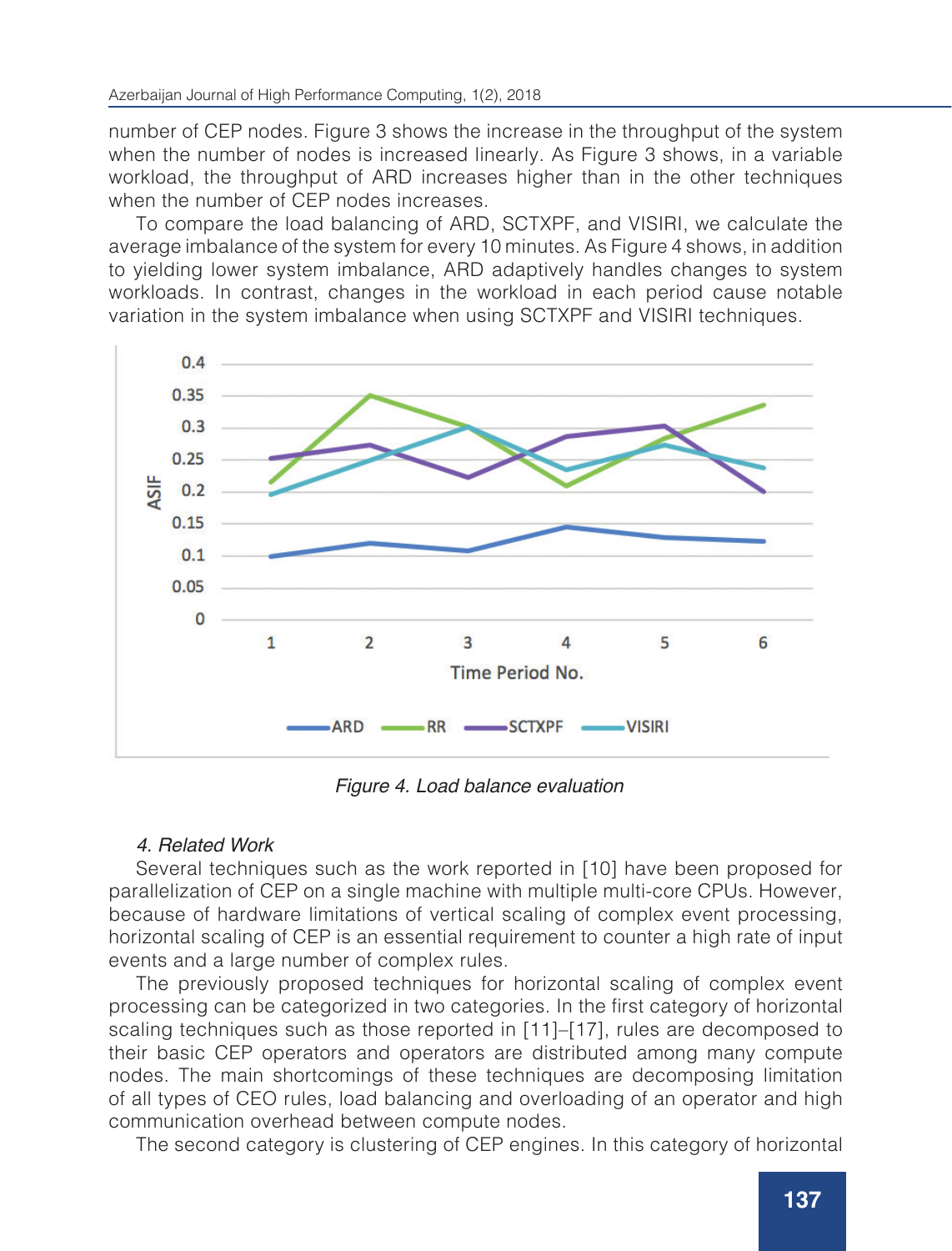number of CEP nodes. Figure 3 shows the increase in the throughput of the system when the number of nodes is increased linearly. As Figure 3 shows, in a variable workload, the throughput of ARD increases higher than in the other techniques when the number of CEP nodes increases.

To compare the load balancing of ARD, SCTXPF, and VISIRI, we calculate the average imbalance of the system for every 10 minutes. As Figure 4 shows, in addition to yielding lower system imbalance, ARD adaptively handles changes to system workloads. In contrast, changes in the workload in each period cause notable variation in the system imbalance when using SCTXPF and VISIRI techniques.

*Figure 4. Load balance evaluation*

### *4. Related Work*

Several techniques such as the work reported in [10] have been proposed for parallelization of CEP on a single machine with multiple multi-core CPUs. However, because of hardware limitations of vertical scaling of complex event processing, horizontal scaling of CEP is an essential requirement to counter a high rate of input events and a large number of complex rules.

The previously proposed techniques for horizontal scaling of complex event processing can be categorized in two categories. In the first category of horizontal scaling techniques such as those reported in [11]–[17], rules are decomposed to their basic CEP operators and operators are distributed among many compute nodes. The main shortcomings of these techniques are decomposing limitation of all types of CEO rules, load balancing and overloading of an operator and high communication overhead between compute nodes.

The second category is clustering of CEP engines. In this category of horizontal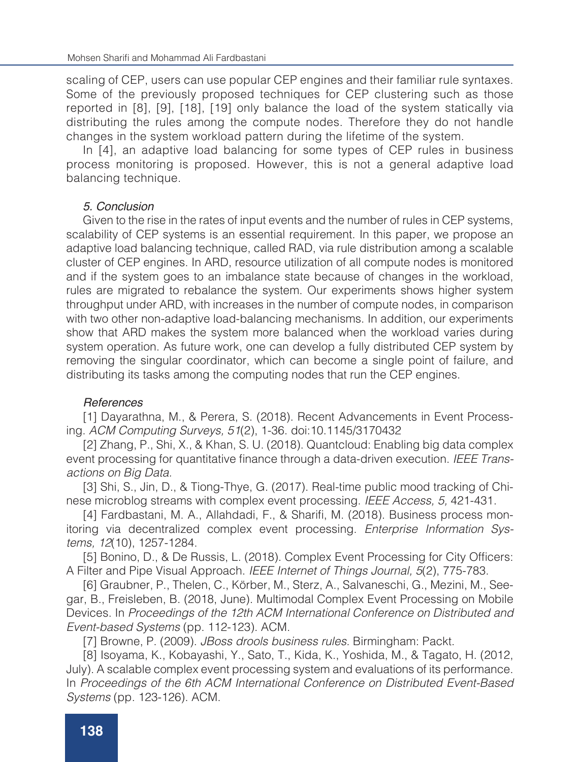scaling of CEP, users can use popular CEP engines and their familiar rule syntaxes. Some of the previously proposed techniques for CEP clustering such as those reported in [8], [9], [18], [19] only balance the load of the system statically via distributing the rules among the compute nodes. Therefore they do not handle changes in the system workload pattern during the lifetime of the system.

In [4], an adaptive load balancing for some types of CEP rules in business process monitoring is proposed. However, this is not a general adaptive load balancing technique.

### *5. Conclusion*

Given to the rise in the rates of input events and the number of rules in CEP systems, scalability of CEP systems is an essential requirement. In this paper, we propose an adaptive load balancing technique, called RAD, via rule distribution among a scalable cluster of CEP engines. In ARD, resource utilization of all compute nodes is monitored and if the system goes to an imbalance state because of changes in the workload, rules are migrated to rebalance the system. Our experiments shows higher system throughput under ARD, with increases in the number of compute nodes, in comparison with two other non-adaptive load-balancing mechanisms. In addition, our experiments show that ARD makes the system more balanced when the workload varies during system operation. As future work, one can develop a fully distributed CEP system by removing the singular coordinator, which can become a single point of failure, and distributing its tasks among the computing nodes that run the CEP engines.

### *References*

[1] Dayarathna, M., & Perera, S. (2018). Recent Advancements in Event Processing. *ACM Computing Surveys, 51*(2), 1-36. doi:10.1145/3170432

[2] Zhang, P., Shi, X., & Khan, S. U. (2018). Quantcloud: Enabling big data complex event processing for quantitative finance through a data-driven execution. *IEEE Transactions on Big Data.*

[3] Shi, S., Jin, D., & Tiong-Thye, G. (2017). Real-time public mood tracking of Chinese microblog streams with complex event processing. *IEEE Access, 5,* 421-431.

[4] Fardbastani, M. A., Allahdadi, F., & Sharifi, M. (2018). Business process monitoring via decentralized complex event processing. *Enterprise Information Systems, 12*(10), 1257-1284.

[5] Bonino, D., & De Russis, L. (2018). Complex Event Processing for City Officers: A Filter and Pipe Visual Approach. *IEEE Internet of Things Journal, 5*(2), 775-783.

[6] Graubner, P., Thelen, C., Körber, M., Sterz, A., Salvaneschi, G., Mezini, M., Seegar, B., Freisleben, B. (2018, June). Multimodal Complex Event Processing on Mobile Devices. In *Proceedings of the 12th ACM International Conference on Distributed and Event-based Systems* (pp. 112-123). ACM.

[7] Browne, P. (2009). *JBoss drools business rules.* Birmingham: Packt.

[8] Isoyama, K., Kobayashi, Y., Sato, T., Kida, K., Yoshida, M., & Tagato, H. (2012, July). A scalable complex event processing system and evaluations of its performance. In *Proceedings of the 6th ACM International Conference on Distributed Event-Based Systems* (pp. 123-126). ACM.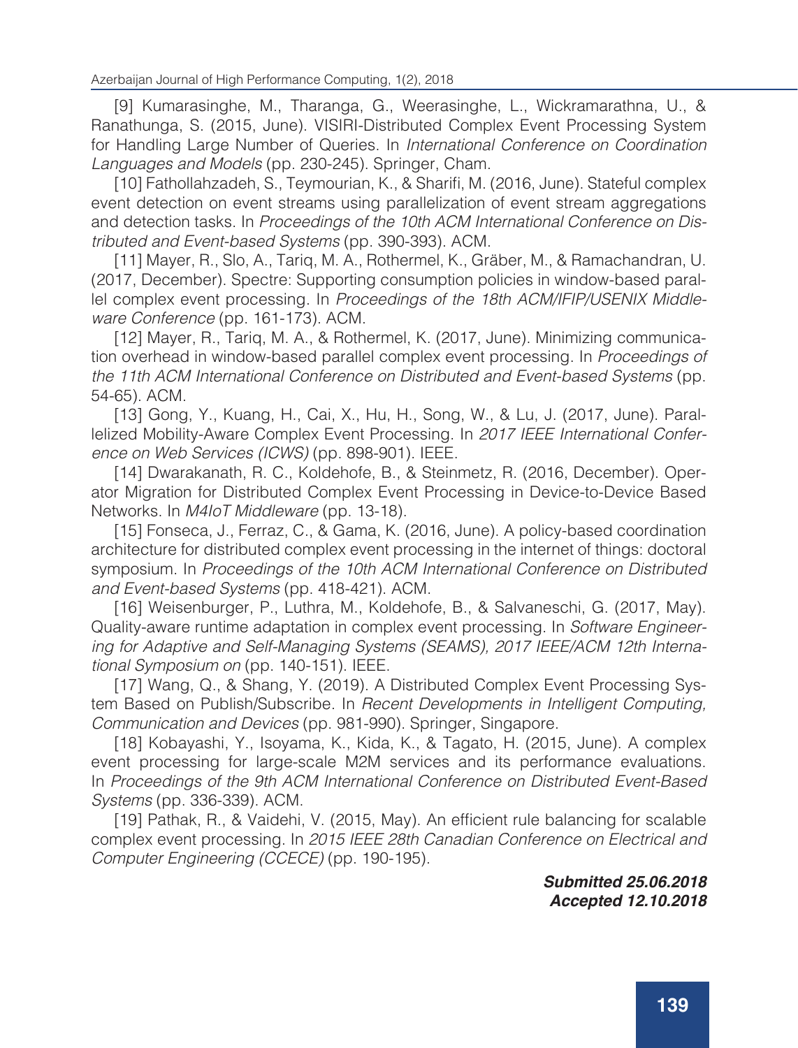[9] Kumarasinghe, M., Tharanga, G., Weerasinghe, L., Wickramarathna, U., & Ranathunga, S. (2015, June). VISIRI-Distributed Complex Event Processing System for Handling Large Number of Queries. In *International Conference on Coordination Languages and Models* (pp. 230-245). Springer, Cham.

[10] Fathollahzadeh, S., Teymourian, K., & Sharifi, M. (2016, June). Stateful complex event detection on event streams using parallelization of event stream aggregations and detection tasks. In *Proceedings of the 10th ACM International Conference on Distributed and Event-based Systems* (pp. 390-393). ACM.

[11] Mayer, R., Slo, A., Tariq, M. A., Rothermel, K., Gräber, M., & Ramachandran, U. (2017, December). Spectre: Supporting consumption policies in window-based parallel complex event processing. In *Proceedings of the 18th ACM/IFIP/USENIX Middleware Conference* (pp. 161-173). ACM.

[12] Mayer, R., Tariq, M. A., & Rothermel, K. (2017, June). Minimizing communication overhead in window-based parallel complex event processing. In *Proceedings of the 11th ACM International Conference on Distributed and Event-based Systems* (pp. 54-65). ACM.

[13] Gong, Y., Kuang, H., Cai, X., Hu, H., Song, W., & Lu, J. (2017, June). Parallelized Mobility-Aware Complex Event Processing. In *2017 IEEE International Conference on Web Services (ICWS)* (pp. 898-901). IEEE.

[14] Dwarakanath, R. C., Koldehofe, B., & Steinmetz, R. (2016, December). Operator Migration for Distributed Complex Event Processing in Device-to-Device Based Networks. In *M4IoT Middleware* (pp. 13-18).

[15] Fonseca, J., Ferraz, C., & Gama, K. (2016, June). A policy-based coordination architecture for distributed complex event processing in the internet of things: doctoral symposium. In *Proceedings of the 10th ACM International Conference on Distributed and Event-based Systems* (pp. 418-421). ACM.

[16] Weisenburger, P., Luthra, M., Koldehofe, B., & Salvaneschi, G. (2017, May). Quality-aware runtime adaptation in complex event processing. In *Software Engineering for Adaptive and Self-Managing Systems (SEAMS), 2017 IEEE/ACM 12th International Symposium on* (pp. 140-151). IEEE.

[17] Wang, Q., & Shang, Y. (2019). A Distributed Complex Event Processing System Based on Publish/Subscribe. In *Recent Developments in Intelligent Computing, Communication and Devices* (pp. 981-990). Springer, Singapore.

[18] Kobayashi, Y., Isoyama, K., Kida, K., & Tagato, H. (2015, June). A complex event processing for large-scale M2M services and its performance evaluations. In *Proceedings of the 9th ACM International Conference on Distributed Event-Based Systems* (pp. 336-339). ACM.

[19] Pathak, R., & Vaidehi, V. (2015, May). An efficient rule balancing for scalable complex event processing. In *2015 IEEE 28th Canadian Conference on Electrical and Computer Engineering (CCECE)* (pp. 190-195).

***Submitted 25.06.2018***
***Accepted 12.10.2018***